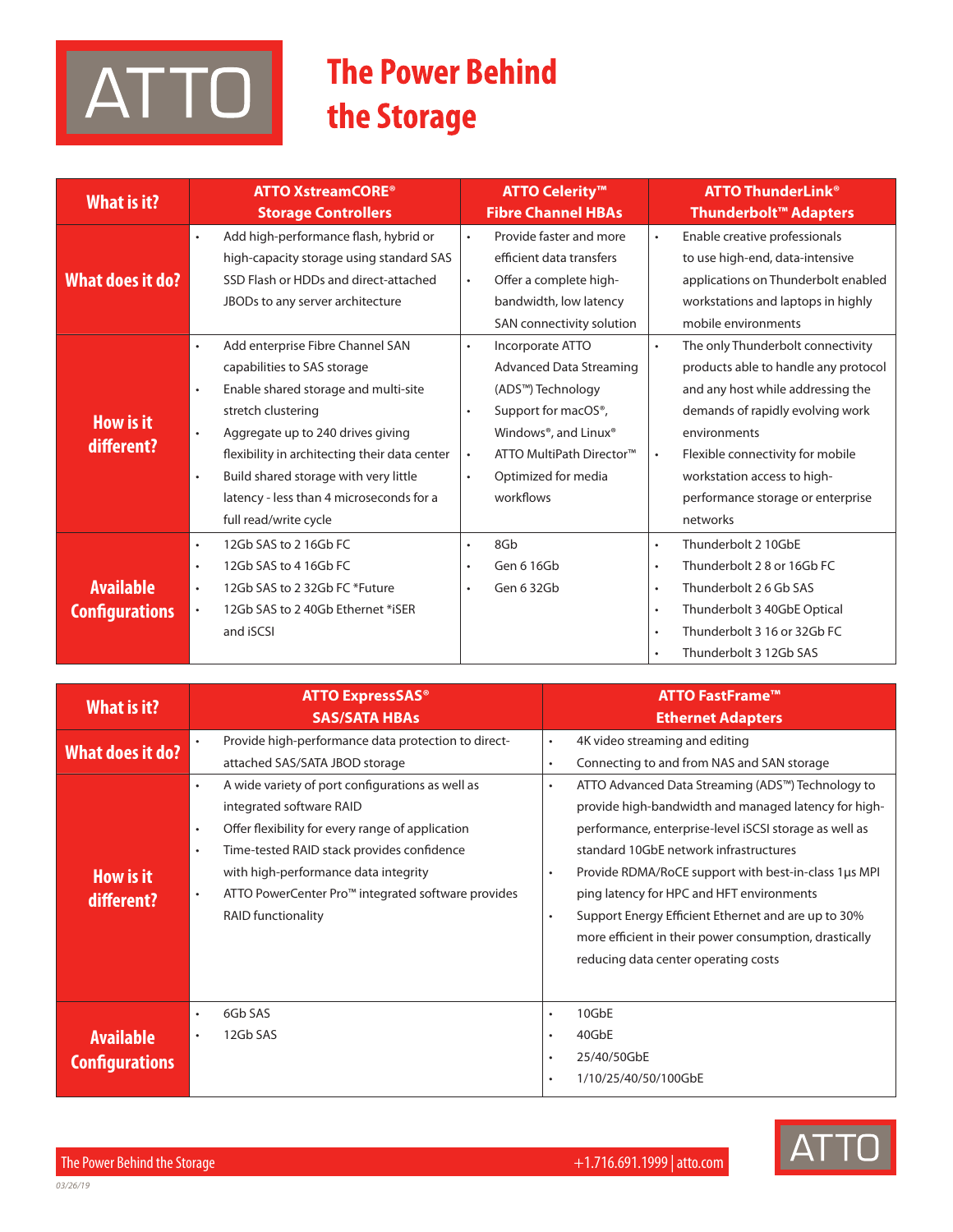# The Power Behind the Storage

| What is it? | ATTO XstreamCORE® Storage Controllers | ATTO Celerity™ Fibre Channel HBAs | ATTO ThunderLink® Thunderbolt™ Adapters |
|---|---|---|---|
| **What does it do?** | • Add high-performance flash, hybrid or high-capacity storage using standard SAS SSD Flash or HDDs and direct-attached JBODs to any server architecture | • Provide faster and more efficient data transfers<br>• Offer a complete high-bandwidth, low latency SAN connectivity solution | • Enable creative professionals to use high-end, data-intensive applications on Thunderbolt enabled workstations and laptops in highly mobile environments |
| **How is it different?** | • Add enterprise Fibre Channel SAN capabilities to SAS storage<br>• Enable shared storage and multi-site stretch clustering<br>• Aggregate up to 240 drives giving flexibility in architecting their data center<br>• Build shared storage with very little latency - less than 4 microseconds for a full read/write cycle | • Incorporate ATTO Advanced Data Streaming (ADS™) Technology<br>• Support for macOS®, Windows®, and Linux®<br>• ATTO MultiPath Director™<br>• Optimized for media workflows | • The only Thunderbolt connectivity products able to handle any protocol and any host while addressing the demands of rapidly evolving work environments<br>• Flexible connectivity for mobile workstation access to high-performance storage or enterprise networks |
| **Available Configurations** | • 12Gb SAS to 2 16Gb FC<br>• 12Gb SAS to 4 16Gb FC<br>• 12Gb SAS to 2 32Gb FC *Future<br>• 12Gb SAS to 2 40Gb Ethernet *iSER and iSCSI | • 8Gb<br>• Gen 6 16Gb<br>• Gen 6 32Gb | • Thunderbolt 2 10GbE<br>• Thunderbolt 2 8 or 16Gb FC<br>• Thunderbolt 2 6 Gb SAS<br>• Thunderbolt 3 40GbE Optical<br>• Thunderbolt 3 16 or 32Gb FC<br>• Thunderbolt 3 12Gb SAS |

| What is it? | ATTO ExpressSAS® SAS/SATA HBAs | ATTO FastFrame™ Ethernet Adapters |
|---|---|---|
| **What does it do?** | • Provide high-performance data protection to direct-attached SAS/SATA JBOD storage | • 4K video streaming and editing<br>• Connecting to and from NAS and SAN storage |
| **How is it different?** | • A wide variety of port configurations as well as integrated software RAID<br>• Offer flexibility for every range of application<br>• Time-tested RAID stack provides confidence with high-performance data integrity<br>• ATTO PowerCenter Pro™ integrated software provides RAID functionality | • ATTO Advanced Data Streaming (ADS™) Technology to provide high-bandwidth and managed latency for high-performance, enterprise-level iSCSI storage as well as standard 10GbE network infrastructures<br>• Provide RDMA/RoCE support with best-in-class 1µs MPI ping latency for HPC and HFT environments<br>• Support Energy Efficient Ethernet and are up to 30% more efficient in their power consumption, drastically reducing data center operating costs |
| **Available Configurations** | • 6Gb SAS<br>• 12Gb SAS | • 10GbE<br>• 40GbE<br>• 25/40/50GbE<br>• 1/10/25/40/50/100GbE |

The Power Behind the Storage

+1.716.691.1999 | atto.com

03/26/19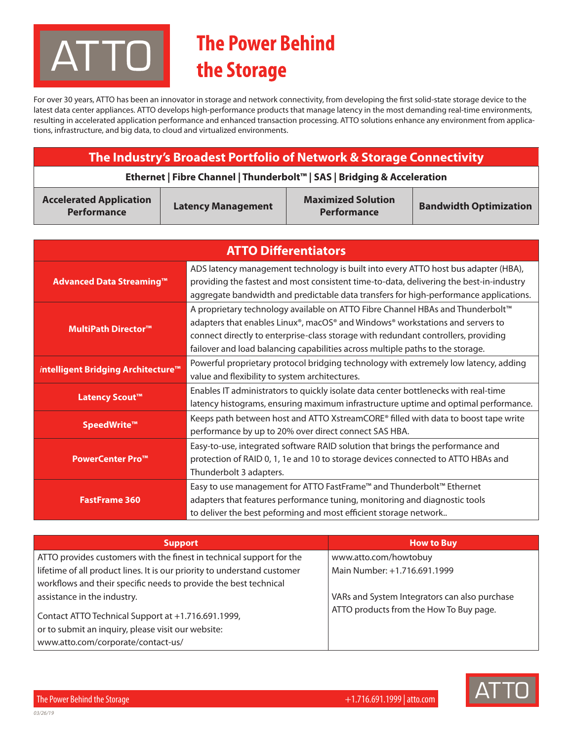# The Power Behind the Storage

For over 30 years, ATTO has been an innovator in storage and network connectivity, from developing the first solid-state storage device to the latest data center appliances. ATTO develops high-performance products that manage latency in the most demanding real-time environments, resulting in accelerated application performance and enhanced transaction processing. ATTO solutions enhance any environment from applications, infrastructure, and big data, to cloud and virtualized environments.

## The Industry's Broadest Portfolio of Network & Storage Connectivity

**Ethernet | Fibre Channel | Thunderbolt™ | SAS | Bridging & Acceleration**

| Accelerated Application Performance | Latency Management | Maximized Solution Performance | Bandwidth Optimization |
|---|---|---|---|

## ATTO Differentiators

| | |
|---|---|
| **Advanced Data Streaming™** | ADS latency management technology is built into every ATTO host bus adapter (HBA), providing the fastest and most consistent time-to-data, delivering the best-in-industry aggregate bandwidth and predictable data transfers for high-performance applications. |
| **MultiPath Director™** | A proprietary technology available on ATTO Fibre Channel HBAs and Thunderbolt™ adapters that enables Linux®, macOS® and Windows® workstations and servers to connect directly to enterprise-class storage with redundant controllers, providing failover and load balancing capabilities across multiple paths to the storage. |
| ***i*ntelligent Bridging Architecture™** | Powerful proprietary protocol bridging technology with extremely low latency, adding value and flexibility to system architectures. |
| **Latency Scout™** | Enables IT administrators to quickly isolate data center bottlenecks with real-time latency histograms, ensuring maximum infrastructure uptime and optimal performance. |
| **SpeedWrite™** | Keeps path between host and ATTO XstreamCORE® filled with data to boost tape write performance by up to 20% over direct connect SAS HBA. |
| **PowerCenter Pro™** | Easy-to-use, integrated software RAID solution that brings the performance and protection of RAID 0, 1, 1e and 10 to storage devices connected to ATTO HBAs and Thunderbolt 3 adapters. |
| **FastFrame 360** | Easy to use management for ATTO FastFrame™ and Thunderbolt™ Ethernet adapters that features performance tuning, monitoring and diagnostic tools to deliver the best peforming and most efficient storage network.. |

| Support | How to Buy |
|---|---|
| ATTO provides customers with the finest in technical support for the lifetime of all product lines. It is our priority to understand customer workflows and their specific needs to provide the best technical assistance in the industry.<br><br>Contact ATTO Technical Support at +1.716.691.1999, or to submit an inquiry, please visit our website: www.atto.com/corporate/contact-us/ | www.atto.com/howtobuy<br>Main Number: +1.716.691.1999<br><br>VARs and System Integrators can also purchase ATTO products from the How To Buy page. |

03/26/19